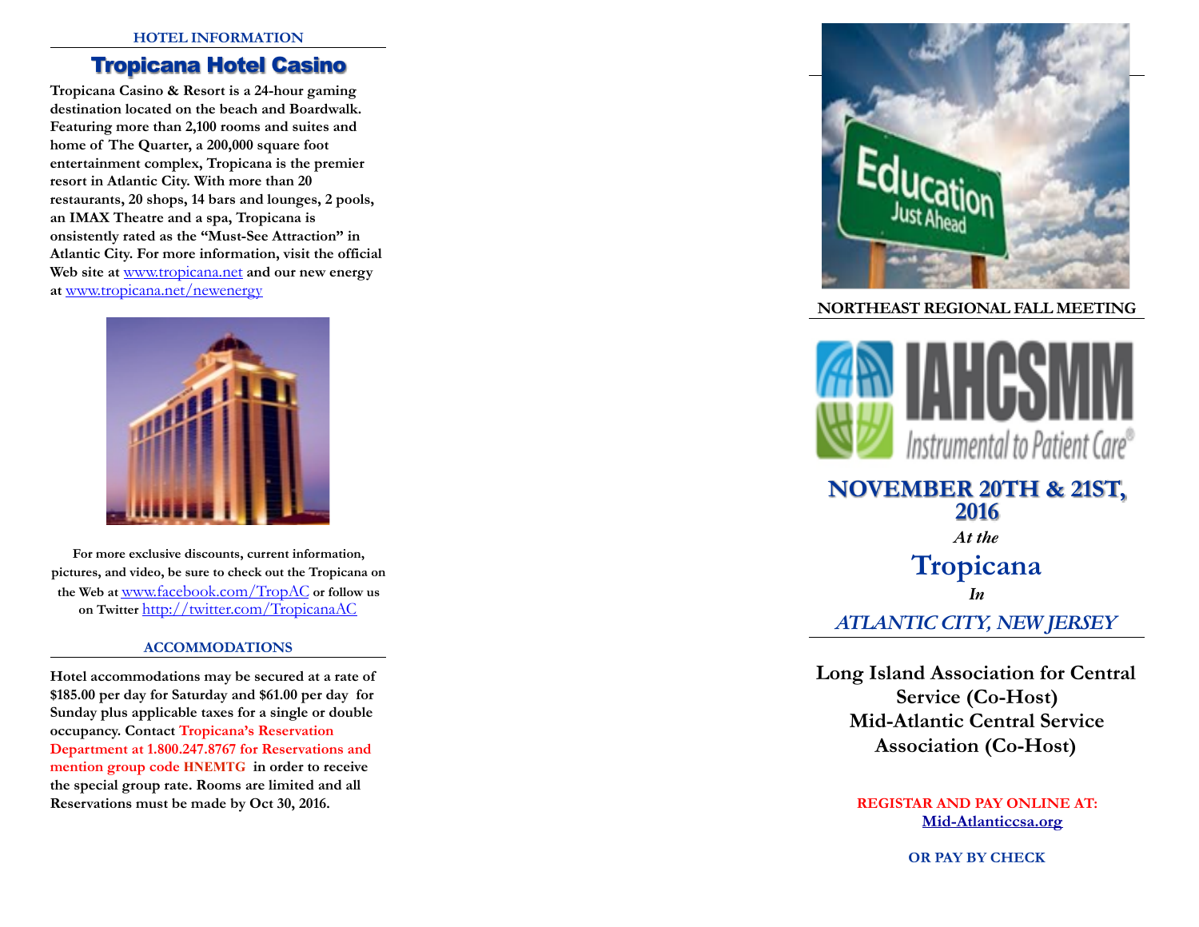### HOTEL INFORMATION

## Tropicana Hotel Casino

**Tropicana Casino & Resort is a 24-hour gaming destination located on the beach and Boardwalk. Featuring more than 2,100 rooms and suites and home of The Quarter, a 200,000 square foot entertainment complex, Tropicana is the premier resort in Atlantic City. With more than 20 restaurants, 20 shops, 14 bars and lounges, 2 pools, an IMAX Theatre and a spa, Tropicana is onsistently rated as the "Must-See Attraction" in Atlantic City. For more information, visit the official Web site at** www.tropicana.net **and our new energy at** www.tropicana.net/newenergy

**For more exclusive discounts, current information, pictures, and video, be sure to check out the Tropicana on the Web at** www.facebook.com/TropAC **or follow us on Twitter** http://twitter.com/TropicanaAC

### ACCOMMODATIONS

**Hotel accommodations may be secured at a rate of $185.00 per day for Saturday and $61.00 per day for Sunday plus applicable taxes for a single or double occupancy. Contact Tropicana's Reservation Department at 1.800.247.8767 for Reservations and mention group code HNEMTG in order to receive the special group rate. Rooms are limited and all Reservations must be made by Oct 30, 2016.**

---

**NORTHEAST REGIONAL FALL MEETING**

IAHCSMM

*Instrumental to Patient Care®*

## NOVEMBER 20TH & 21ST, 2016

***At the***

## Tropicana

***In***

***ATLANTIC CITY, NEW JERSEY***

**Long Island Association for Central Service (Co-Host)**
**Mid-Atlantic Central Service Association (Co-Host)**

**REGISTAR AND PAY ONLINE AT:**
**Mid-Atlanticcsa.org**

**OR PAY BY CHECK**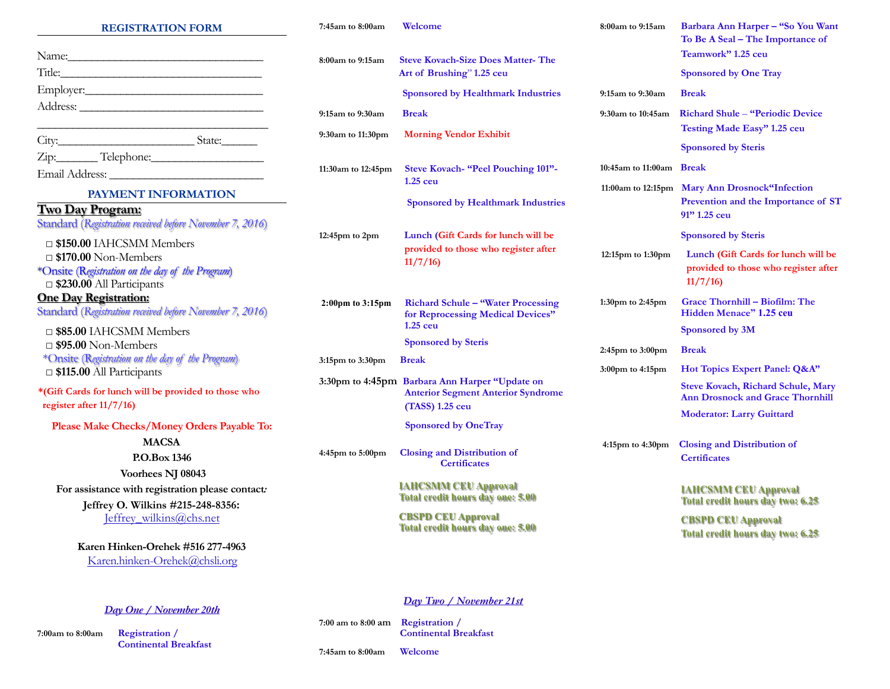## REGISTRATION FORM

Name:___________________________________

Title:___________________________________

Employer:________________________________

Address: ________________________________

_________________________________________

City:________________________ State:______

Zip:_______ Telephone:___________________

Email Address: ___________________________

## PAYMENT INFORMATION

**Two Day Program:**

Standard (*Registration received before November 7, 2016*)

- □ **$150.00** IAHCSMM Members
- □ **$170.00** Non-Members

*Onsite (*Registration on the day of the Program*)

- □ **$230.00** All Participants

**One Day Registration:**

Standard (*Registration received before November 7, 2016*)

- □ **$85.00** IAHCSMM Members
- □ **$95.00** Non-Members

*Onsite (*Registration on the day of the Program*)

- □ **$115.00** All Participants

**\*(Gift Cards for lunch will be provided to those who register after 11/7/16)**

**Please Make Checks/Money Orders Payable To:**

**MACSA**
**P.O.Box 1346**
**Voorhees NJ 08043**

**For assistance with registration please contact:**

**Jeffrey O. Wilkins #215-248-8356:**
Jeffrey_wilkins@chs.net

**Karen Hinken-Orehek #516 277-4963**
Karen.hinken-Orehek@chsli.org

### *Day One / November 20th*

| | |
|---|---|
| 7:00am to 8:00am | Registration / Continental Breakfast |
| 7:45am to 8:00am | Welcome |
| 8:00am to 9:15am | Steve Kovach-Size Does Matter- The Art of Brushing" 1.25 ceu<br>Sponsored by Healthmark Industries |
| 9:15am to 9:30am | Break |
| 9:30am to 11:30pm | Morning Vendor Exhibit |
| 11:30am to 12:45pm | Steve Kovach- "Peel Pouching 101"- 1.25 ceu<br>Sponsored by Healthmark Industries |
| 12:45pm to 2pm | Lunch (Gift Cards for lunch will be provided to those who register after 11/7/16) |
| 2:00pm to 3:15pm | Richard Schule – "Water Processing for Reprocessing Medical Devices" 1.25 ceu<br>Sponsored by Steris |
| 3:15pm to 3:30pm | Break |
| 3:30pm to 4:45pm | Barbara Ann Harper "Update on Anterior Segment Anterior Syndrome (TASS) 1.25 ceu<br>Sponsored by OneTray |
| 4:45pm to 5:00pm | Closing and Distribution of Certificates |

**IAHCSMM CEU Approval**
**Total credit hours day one: 5.00**

**CBSPD CEU Approval**
**Total credit hours day one: 5.00**

### *Day Two / November 21st*

| | |
|---|---|
| 7:00 am to 8:00 am | Registration / Continental Breakfast |
| 7:45am to 8:00am | Welcome |
| 8:00am to 9:15am | Barbara Ann Harper – "So You Want To Be A Seal – The Importance of Teamwork" 1.25 ceu<br>Sponsored by One Tray |
| 9:15am to 9:30am | Break |
| 9:30am to 10:45am | Richard Shule – "Periodic Device Testing Made Easy" 1.25 ceu<br>Sponsored by Steris |
| 10:45am to 11:00am | Break |
| 11:00am to 12:15pm | Mary Ann Drosnock"Infection Prevention and the Importance of ST 91" 1.25 ceu<br>Sponsored by Steris |
| 12:15pm to 1:30pm | Lunch (Gift Cards for lunch will be provided to those who register after 11/7/16) |
| 1:30pm to 2:45pm | Grace Thornhill – Biofilm: The Hidden Menace" 1.25 ceu<br>Sponsored by 3M |
| 2:45pm to 3:00pm | Break |
| 3:00pm to 4:15pm | Hot Topics Expert Panel: Q&A"<br>Steve Kovach, Richard Schule, Mary Ann Drosnock and Grace Thornhill<br>Moderator: Larry Guittard |
| 4:15pm to 4:30pm | Closing and Distribution of Certificates |

**IAHCSMM CEU Approval**
**Total credit hours day two: 6.25**

**CBSPD CEU Approval**
**Total credit hours day two: 6.25**